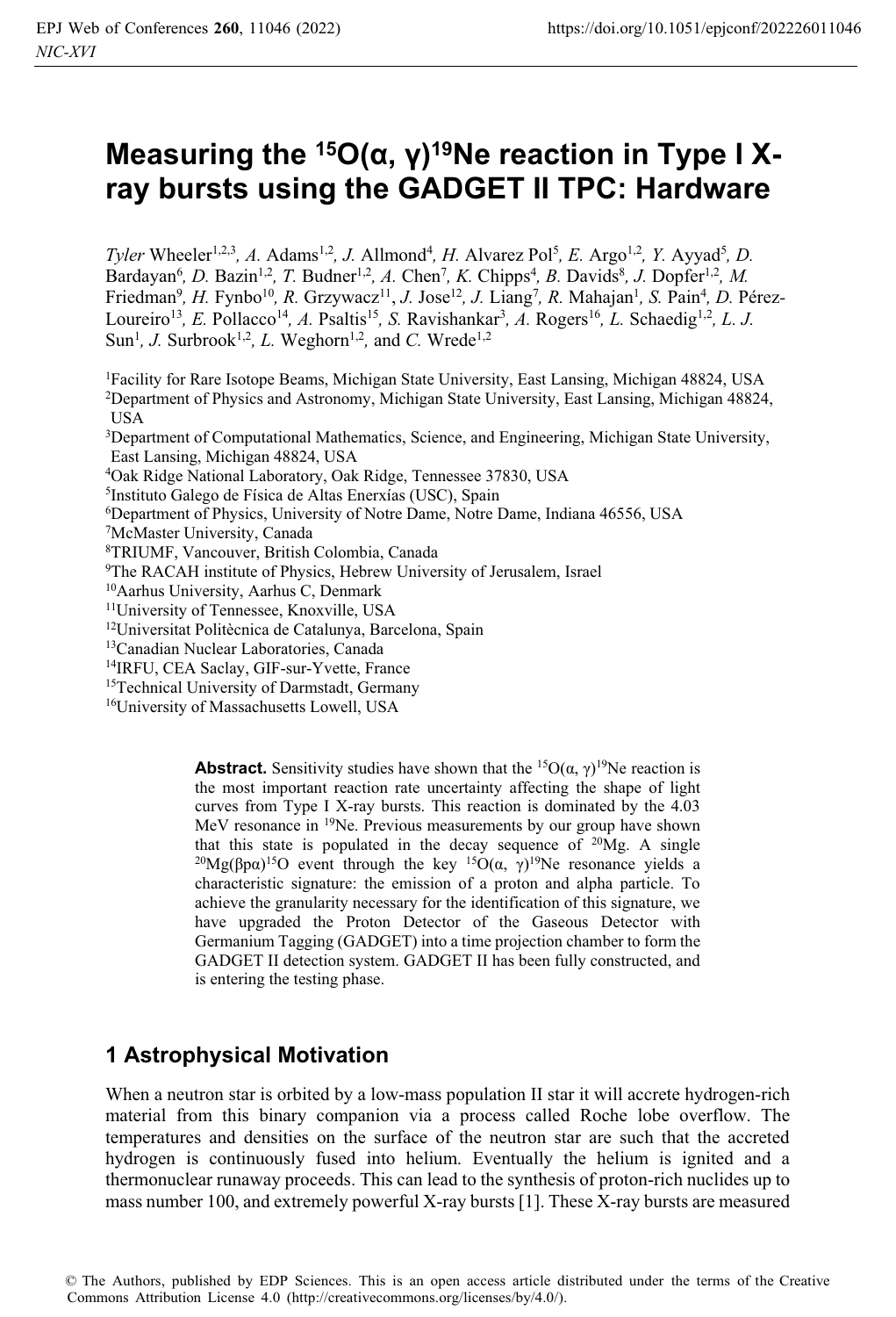# Measuring the $^{15}O(\alpha, \gamma)^{19}Ne$ reaction in Type I X-ray bursts using the GADGET II TPC: Hardware

*Tyler* Wheeler[1,2,3], *A.* Adams[1,2], *J.* Allmond[4], *H.* Alvarez Pol[5], *E.* Argo[1,2], *Y.* Ayyad[5], *D.* Bardayan[6], *D.* Bazin[1,2], *T.* Budner[1,2], *A.* Chen[7], *K.* Chipps[4], *B.* Davids[8], *J.* Dopfer[1,2], *M.* Friedman[9], *H.* Fynbo[10], *R.* Grzywacz[11], *J.* Jose[12], *J.* Liang[7], *R.* Mahajan[1], *S.* Pain[4], *D.* Pérez-Loureiro[13], *E.* Pollacco[14], *A.* Psaltis[15], *S.* Ravishankar[3], *A.* Rogers[16], *L.* Schaedig[1,2], *L. J.* Sun[1], *J.* Surbrook[1,2], *L.* Weghorn[1,2], and *C.* Wrede[1,2]

[1]Facility for Rare Isotope Beams, Michigan State University, East Lansing, Michigan 48824, USA
[2]Department of Physics and Astronomy, Michigan State University, East Lansing, Michigan 48824, USA
[3]Department of Computational Mathematics, Science, and Engineering, Michigan State University, East Lansing, Michigan 48824, USA
[4]Oak Ridge National Laboratory, Oak Ridge, Tennessee 37830, USA
[5]Instituto Galego de Física de Altas Enerxías (USC), Spain
[6]Department of Physics, University of Notre Dame, Notre Dame, Indiana 46556, USA
[7]McMaster University, Canada
[8]TRIUMF, Vancouver, British Colombia, Canada
[9]The RACAH institute of Physics, Hebrew University of Jerusalem, Israel
[10]Aarhus University, Aarhus C, Denmark
[11]University of Tennessee, Knoxville, USA
[12]Universitat Politècnica de Catalunya, Barcelona, Spain
[13]Canadian Nuclear Laboratories, Canada
[14]IRFU, CEA Saclay, GIF-sur-Yvette, France
[15]Technical University of Darmstadt, Germany
[16]University of Massachusetts Lowell, USA

**Abstract.** Sensitivity studies have shown that the $^{15}O(\alpha, \gamma)^{19}Ne$ reaction is the most important reaction rate uncertainty affecting the shape of light curves from Type I X-ray bursts. This reaction is dominated by the 4.03 MeV resonance in $^{19}Ne$. Previous measurements by our group have shown that this state is populated in the decay sequence of $^{20}Mg$. A single $^{20}Mg(\beta p\alpha)^{15}O$ event through the key $^{15}O(\alpha, \gamma)^{19}Ne$ resonance yields a characteristic signature: the emission of a proton and alpha particle. To achieve the granularity necessary for the identification of this signature, we have upgraded the Proton Detector of the Gaseous Detector with Germanium Tagging (GADGET) into a time projection chamber to form the GADGET II detection system. GADGET II has been fully constructed, and is entering the testing phase.

## 1 Astrophysical Motivation

When a neutron star is orbited by a low-mass population II star it will accrete hydrogen-rich material from this binary companion via a process called Roche lobe overflow. The temperatures and densities on the surface of the neutron star are such that the accreted hydrogen is continuously fused into helium. Eventually the helium is ignited and a thermonuclear runaway proceeds. This can lead to the synthesis of proton-rich nuclides up to mass number 100, and extremely powerful X-ray bursts [1]. These X-ray bursts are measured

© The Authors, published by EDP Sciences. This is an open access article distributed under the terms of the Creative Commons Attribution License 4.0 (http://creativecommons.org/licenses/by/4.0/).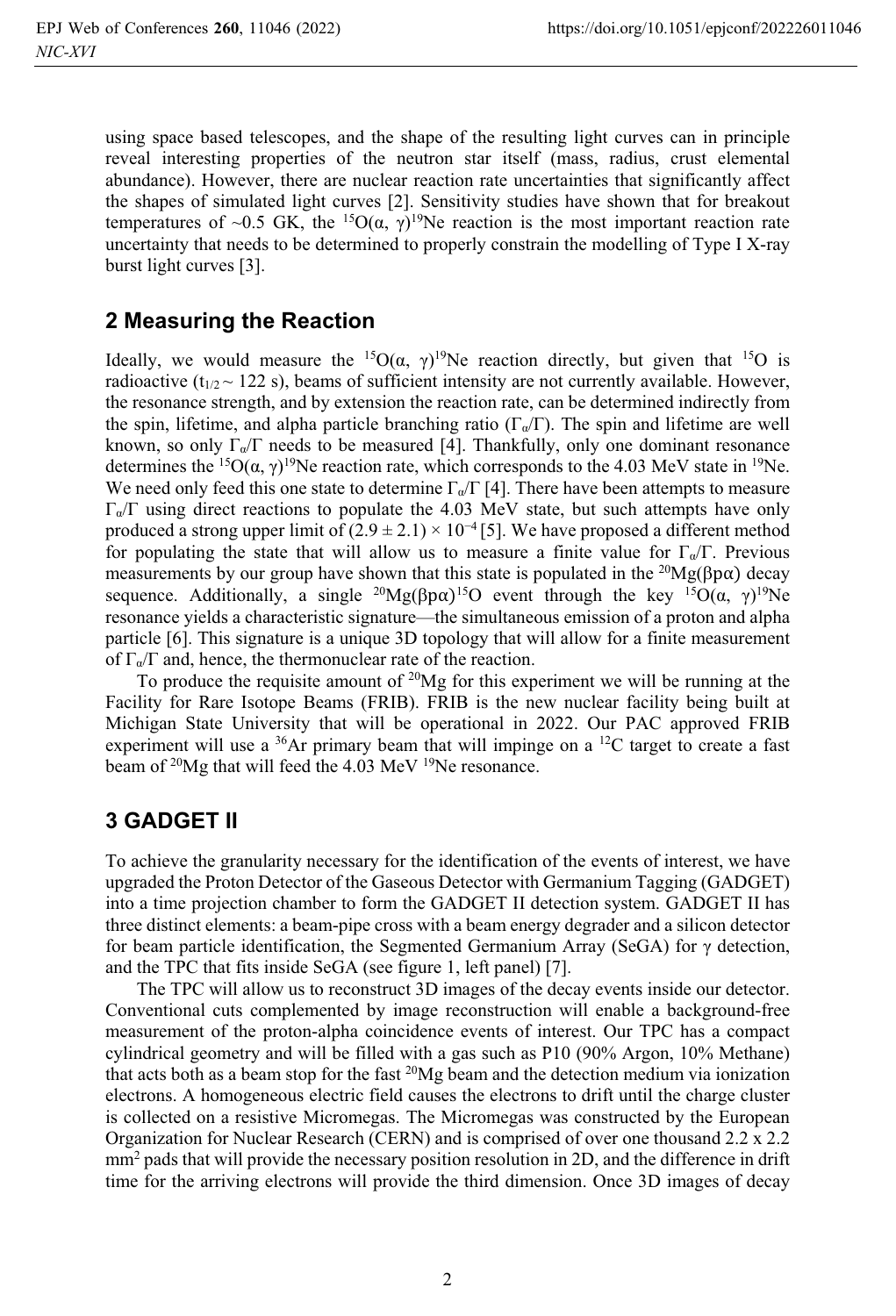using space based telescopes, and the shape of the resulting light curves can in principle reveal interesting properties of the neutron star itself (mass, radius, crust elemental abundance). However, there are nuclear reaction rate uncertainties that significantly affect the shapes of simulated light curves [2]. Sensitivity studies have shown that for breakout temperatures of ~0.5 GK, the $^{15}O(\alpha, \gamma)^{19}Ne$ reaction is the most important reaction rate uncertainty that needs to be determined to properly constrain the modelling of Type I X-ray burst light curves [3].

## 2 Measuring the Reaction

Ideally, we would measure the $^{15}O(\alpha, \gamma)^{19}Ne$ reaction directly, but given that $^{15}O$ is radioactive ($t_{1/2} \sim 122$ s), beams of sufficient intensity are not currently available. However, the resonance strength, and by extension the reaction rate, can be determined indirectly from the spin, lifetime, and alpha particle branching ratio ($\Gamma_\alpha/\Gamma$). The spin and lifetime are well known, so only $\Gamma_\alpha/\Gamma$ needs to be measured [4]. Thankfully, only one dominant resonance determines the $^{15}O(\alpha, \gamma)^{19}Ne$ reaction rate, which corresponds to the 4.03 MeV state in $^{19}Ne$. We need only feed this one state to determine $\Gamma_\alpha/\Gamma$ [4]. There have been attempts to measure $\Gamma_\alpha/\Gamma$ using direct reactions to populate the 4.03 MeV state, but such attempts have only produced a strong upper limit of $(2.9 \pm 2.1) \times 10^{-4}$ [5]. We have proposed a different method for populating the state that will allow us to measure a finite value for $\Gamma_\alpha/\Gamma$. Previous measurements by our group have shown that this state is populated in the $^{20}Mg(\beta p\alpha)$ decay sequence. Additionally, a single $^{20}Mg(\beta p\alpha)^{15}O$ event through the key $^{15}O(\alpha, \gamma)^{19}Ne$ resonance yields a characteristic signature—the simultaneous emission of a proton and alpha particle [6]. This signature is a unique 3D topology that will allow for a finite measurement of $\Gamma_\alpha/\Gamma$ and, hence, the thermonuclear rate of the reaction.

To produce the requisite amount of $^{20}Mg$ for this experiment we will be running at the Facility for Rare Isotope Beams (FRIB). FRIB is the new nuclear facility being built at Michigan State University that will be operational in 2022. Our PAC approved FRIB experiment will use a $^{36}Ar$ primary beam that will impinge on a $^{12}C$ target to create a fast beam of $^{20}Mg$ that will feed the 4.03 MeV $^{19}Ne$ resonance.

## 3 GADGET II

To achieve the granularity necessary for the identification of the events of interest, we have upgraded the Proton Detector of the Gaseous Detector with Germanium Tagging (GADGET) into a time projection chamber to form the GADGET II detection system. GADGET II has three distinct elements: a beam-pipe cross with a beam energy degrader and a silicon detector for beam particle identification, the Segmented Germanium Array (SeGA) for γ detection, and the TPC that fits inside SeGA (see figure 1, left panel) [7].

The TPC will allow us to reconstruct 3D images of the decay events inside our detector. Conventional cuts complemented by image reconstruction will enable a background-free measurement of the proton-alpha coincidence events of interest. Our TPC has a compact cylindrical geometry and will be filled with a gas such as P10 (90% Argon, 10% Methane) that acts both as a beam stop for the fast $^{20}Mg$ beam and the detection medium via ionization electrons. A homogeneous electric field causes the electrons to drift until the charge cluster is collected on a resistive Micromegas. The Micromegas was constructed by the European Organization for Nuclear Research (CERN) and is comprised of over one thousand 2.2 x 2.2 $mm^2$ pads that will provide the necessary position resolution in 2D, and the difference in drift time for the arriving electrons will provide the third dimension. Once 3D images of decay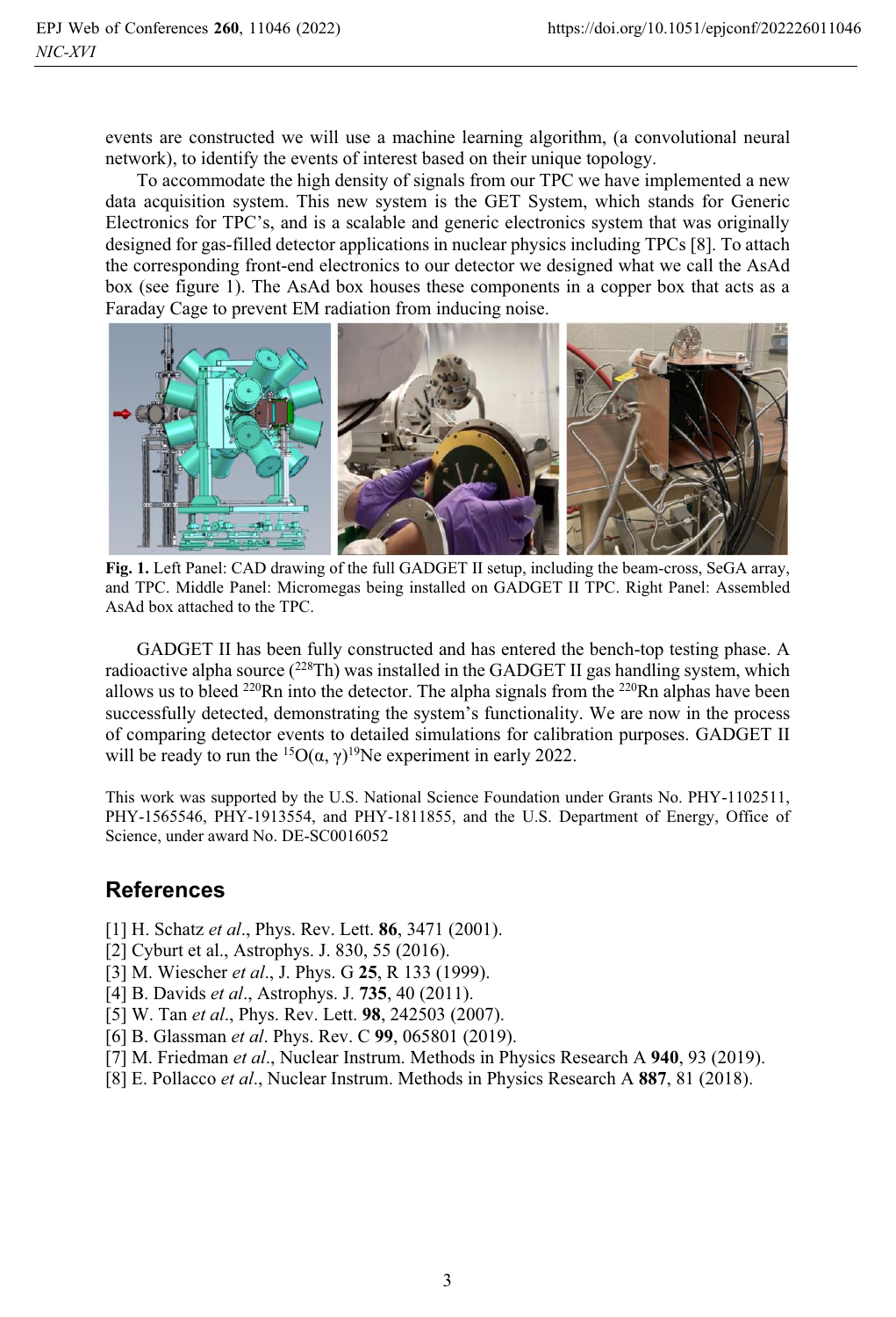events are constructed we will use a machine learning algorithm, (a convolutional neural network), to identify the events of interest based on their unique topology.

To accommodate the high density of signals from our TPC we have implemented a new data acquisition system. This new system is the GET System, which stands for Generic Electronics for TPC's, and is a scalable and generic electronics system that was originally designed for gas-filled detector applications in nuclear physics including TPCs [8]. To attach the corresponding front-end electronics to our detector we designed what we call the AsAd box (see figure 1). The AsAd box houses these components in a copper box that acts as a Faraday Cage to prevent EM radiation from inducing noise.

**Fig. 1.** Left Panel: CAD drawing of the full GADGET II setup, including the beam-cross, SeGA array, and TPC. Middle Panel: Micromegas being installed on GADGET II TPC. Right Panel: Assembled AsAd box attached to the TPC.

GADGET II has been fully constructed and has entered the bench-top testing phase. A radioactive alpha source ($^{228}$Th) was installed in the GADGET II gas handling system, which allows us to bleed $^{220}$Rn into the detector. The alpha signals from the $^{220}$Rn alphas have been successfully detected, demonstrating the system's functionality. We are now in the process of comparing detector events to detailed simulations for calibration purposes. GADGET II will be ready to run the $^{15}$O(α, γ)$^{19}$Ne experiment in early 2022.

This work was supported by the U.S. National Science Foundation under Grants No. PHY-1102511, PHY-1565546, PHY-1913554, and PHY-1811855, and the U.S. Department of Energy, Office of Science, under award No. DE-SC0016052

## References

[1] H. Schatz *et al*., Phys. Rev. Lett. **86**, 3471 (2001).
[2] Cyburt et al., Astrophys. J. 830, 55 (2016).
[3] M. Wiescher *et al*., J. Phys. G **25**, R 133 (1999).
[4] B. Davids *et al*., Astrophys. J. **735**, 40 (2011).
[5] W. Tan *et al*., Phys. Rev. Lett. **98**, 242503 (2007).
[6] B. Glassman *et al*. Phys. Rev. C **99**, 065801 (2019).
[7] M. Friedman *et al*., Nuclear Instrum. Methods in Physics Research A **940**, 93 (2019).
[8] E. Pollacco *et al*., Nuclear Instrum. Methods in Physics Research A **887**, 81 (2018).